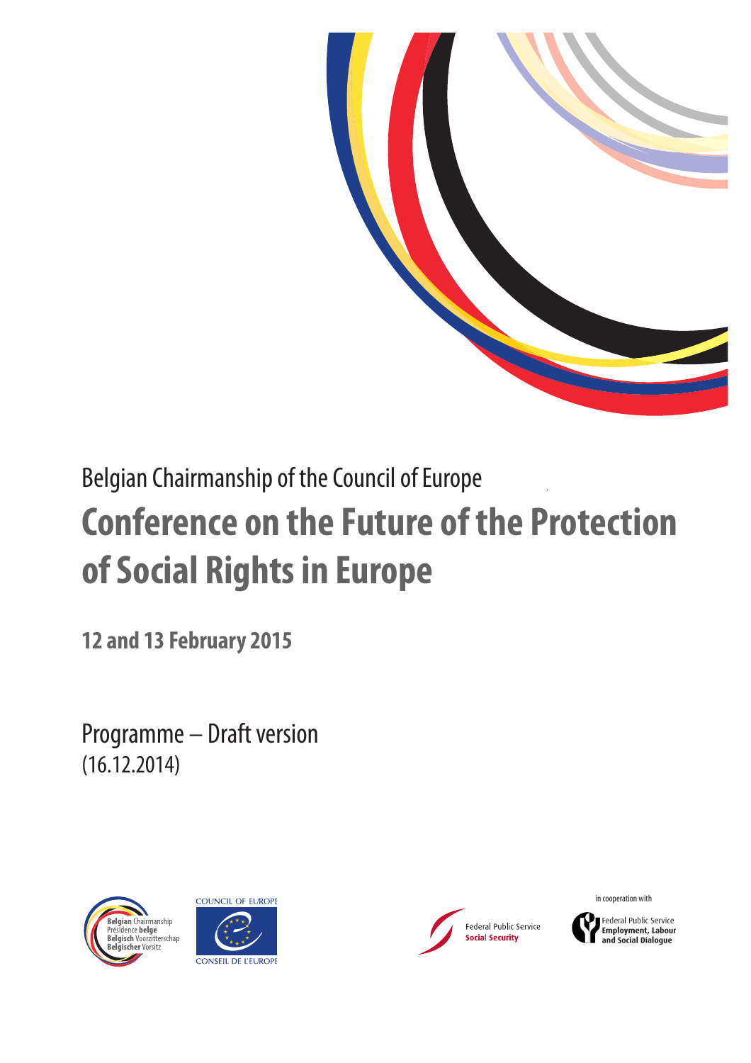Belgian Chairmanship of the Council of Europe

# Conference on the Future of the Protection of Social Rights in Europe

**12 and 13 February 2015**

Programme – Draft version
(16.12.2014)

Belgian Chairmanship
Présidence belge
Belgisch Voorzitterschap
Belgischer Vorsitz

COUNCIL OF EUROPE
CONSEIL DE L'EUROPE

Federal Public Service
Social Security

in cooperation with

Federal Public Service
Employment, Labour and Social Dialogue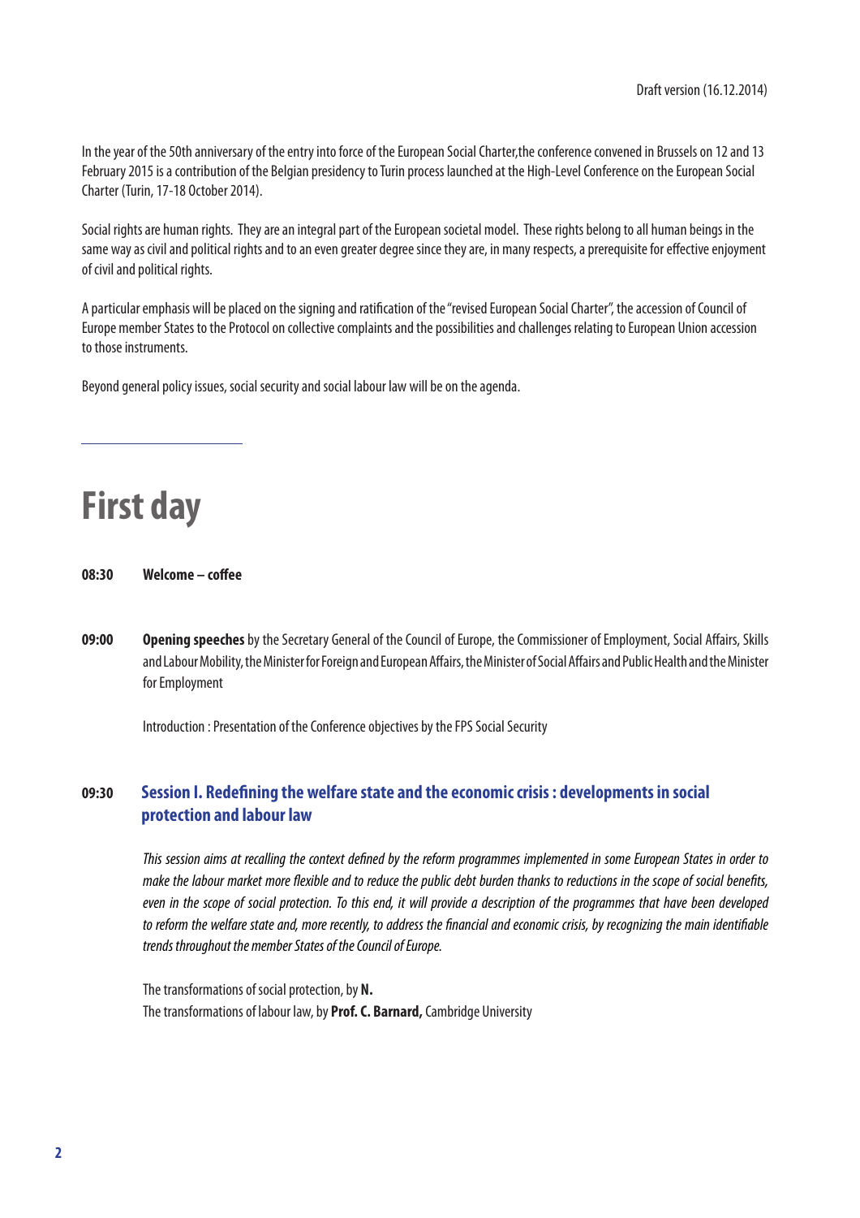Draft version (16.12.2014)

In the year of the 50th anniversary of the entry into force of the European Social Charter,the conference convened in Brussels on 12 and 13 February 2015 is a contribution of the Belgian presidency to Turin process launched at the High-Level Conference on the European Social Charter (Turin, 17-18 October 2014).

Social rights are human rights. They are an integral part of the European societal model. These rights belong to all human beings in the same way as civil and political rights and to an even greater degree since they are, in many respects, a prerequisite for effective enjoyment of civil and political rights.

A particular emphasis will be placed on the signing and ratification of the "revised European Social Charter", the accession of Council of Europe member States to the Protocol on collective complaints and the possibilities and challenges relating to European Union accession to those instruments.

Beyond general policy issues, social security and social labour law will be on the agenda.

# First day

**08:30 Welcome – coffee**

**09:00 Opening speeches** by the Secretary General of the Council of Europe, the Commissioner of Employment, Social Affairs, Skills and Labour Mobility, the Minister for Foreign and European Affairs, the Minister of Social Affairs and Public Health and the Minister for Employment

Introduction : Presentation of the Conference objectives by the FPS Social Security

## 09:30 Session I. Redefining the welfare state and the economic crisis : developments in social protection and labour law

*This session aims at recalling the context defined by the reform programmes implemented in some European States in order to make the labour market more flexible and to reduce the public debt burden thanks to reductions in the scope of social benefits, even in the scope of social protection. To this end, it will provide a description of the programmes that have been developed to reform the welfare state and, more recently, to address the financial and economic crisis, by recognizing the main identifiable trends throughout the member States of the Council of Europe.*

The transformations of social protection, by **N.**
The transformations of labour law, by **Prof. C. Barnard,** Cambridge University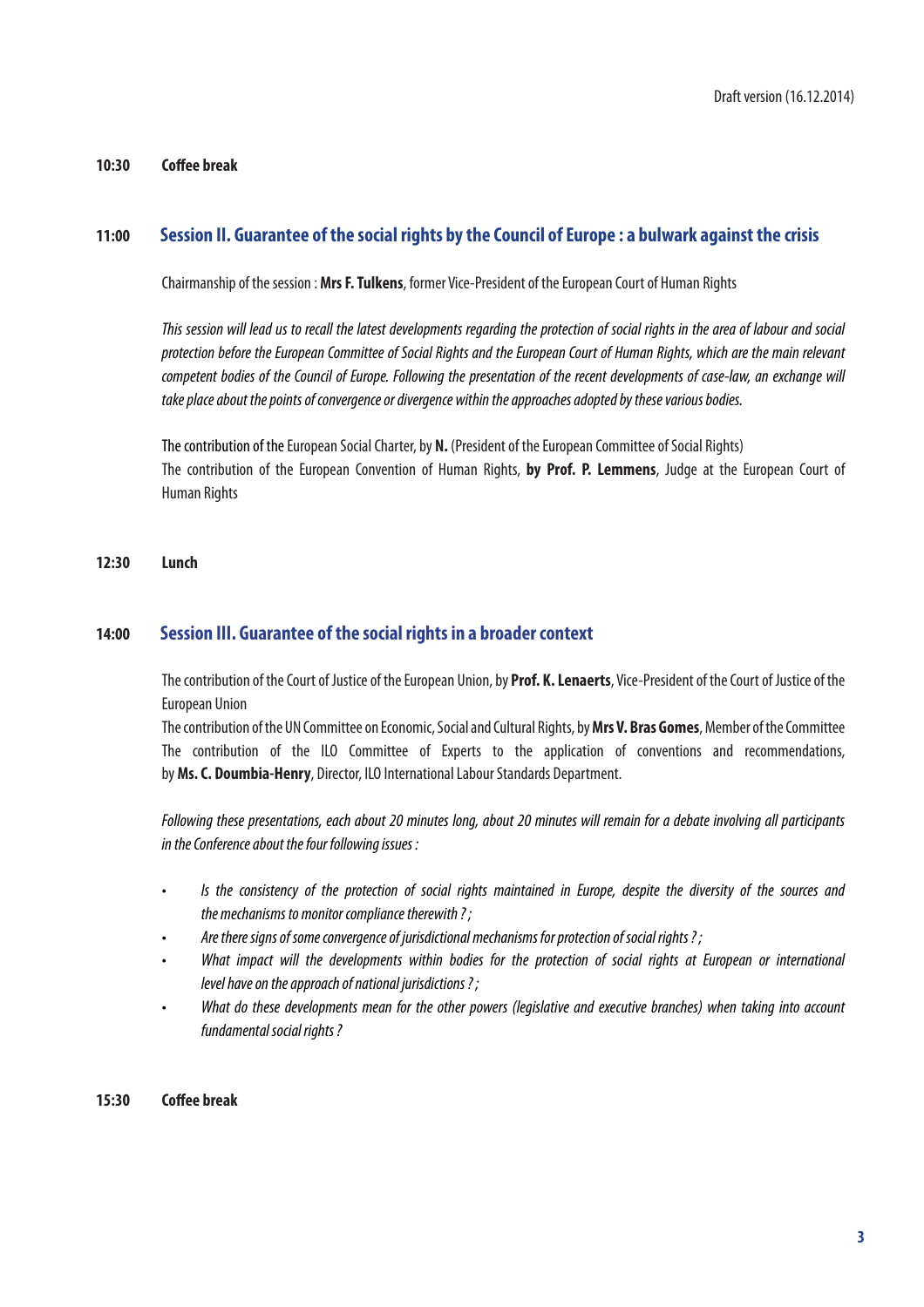**10:30 Coffee break**

## 11:00 Session II. Guarantee of the social rights by the Council of Europe : a bulwark against the crisis

Chairmanship of the session : **Mrs F. Tulkens**, former Vice-President of the European Court of Human Rights

*This session will lead us to recall the latest developments regarding the protection of social rights in the area of labour and social protection before the European Committee of Social Rights and the European Court of Human Rights, which are the main relevant competent bodies of the Council of Europe. Following the presentation of the recent developments of case-law, an exchange will take place about the points of convergence or divergence within the approaches adopted by these various bodies.*

The contribution of the European Social Charter, by **N.** (President of the European Committee of Social Rights)
The contribution of the European Convention of Human Rights, **by Prof. P. Lemmens**, Judge at the European Court of Human Rights

**12:30 Lunch**

## 14:00 Session III. Guarantee of the social rights in a broader context

The contribution of the Court of Justice of the European Union, by **Prof. K. Lenaerts**, Vice-President of the Court of Justice of the European Union
The contribution of the UN Committee on Economic, Social and Cultural Rights, by **Mrs V. Bras Gomes**, Member of the Committee
The contribution of the ILO Committee of Experts to the application of conventions and recommendations, by **Ms. C. Doumbia-Henry**, Director, ILO International Labour Standards Department.

*Following these presentations, each about 20 minutes long, about 20 minutes will remain for a debate involving all participants in the Conference about the four following issues :*

- *Is the consistency of the protection of social rights maintained in Europe, despite the diversity of the sources and the mechanisms to monitor compliance therewith ? ;*
- *Are there signs of some convergence of jurisdictional mechanisms for protection of social rights ? ;*
- *What impact will the developments within bodies for the protection of social rights at European or international level have on the approach of national jurisdictions ? ;*
- *What do these developments mean for the other powers (legislative and executive branches) when taking into account fundamental social rights ?*

**15:30 Coffee break**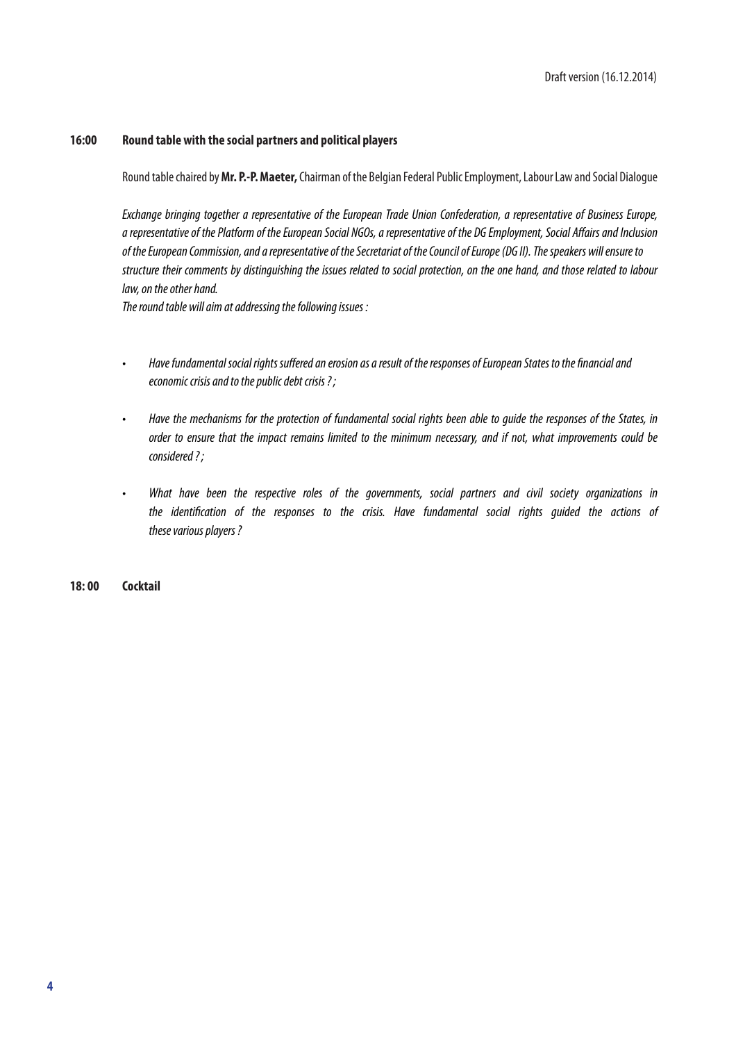**16:00 Round table with the social partners and political players**

Round table chaired by **Mr. P.-P. Maeter,** Chairman of the Belgian Federal Public Employment, Labour Law and Social Dialogue

*Exchange bringing together a representative of the European Trade Union Confederation, a representative of Business Europe, a representative of the Platform of the European Social NGOs, a representative of the DG Employment, Social Affairs and Inclusion of the European Commission, and a representative of the Secretariat of the Council of Europe (DG II). The speakers will ensure to structure their comments by distinguishing the issues related to social protection, on the one hand, and those related to labour law, on the other hand.*
*The round table will aim at addressing the following issues :*

- *Have fundamental social rights suffered an erosion as a result of the responses of European States to the financial and economic crisis and to the public debt crisis ? ;*
- *Have the mechanisms for the protection of fundamental social rights been able to guide the responses of the States, in order to ensure that the impact remains limited to the minimum necessary, and if not, what improvements could be considered ? ;*
- *What have been the respective roles of the governments, social partners and civil society organizations in the identification of the responses to the crisis. Have fundamental social rights guided the actions of these various players ?*

**18: 00 Cocktail**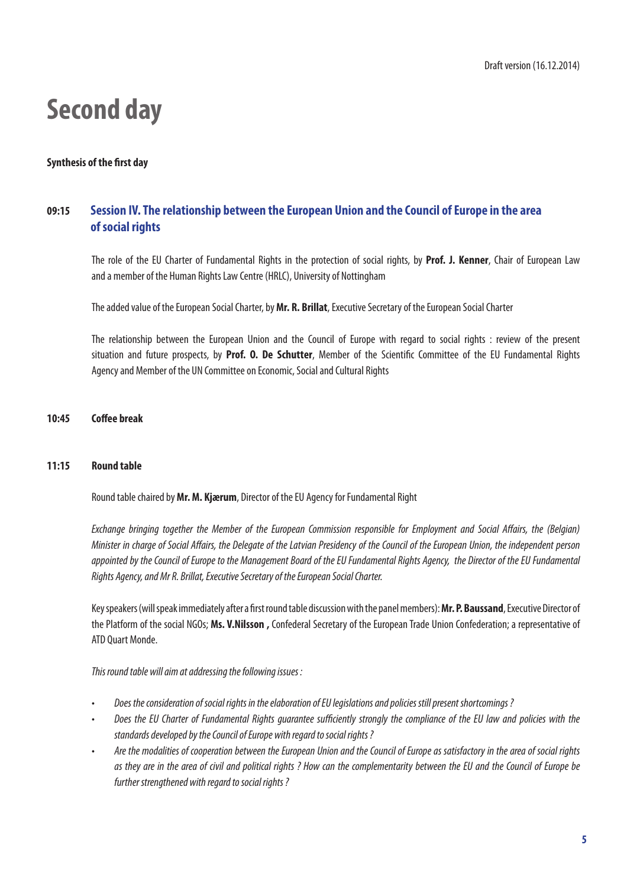# Second day

**Synthesis of the first day**

### 09:15 Session IV. The relationship between the European Union and the Council of Europe in the area of social rights

The role of the EU Charter of Fundamental Rights in the protection of social rights, by **Prof. J. Kenner**, Chair of European Law and a member of the Human Rights Law Centre (HRLC), University of Nottingham

The added value of the European Social Charter, by **Mr. R. Brillat**, Executive Secretary of the European Social Charter

The relationship between the European Union and the Council of Europe with regard to social rights : review of the present situation and future prospects, by **Prof. O. De Schutter**, Member of the Scientific Committee of the EU Fundamental Rights Agency and Member of the UN Committee on Economic, Social and Cultural Rights

**10:45 Coffee break**

**11:15 Round table**

Round table chaired by **Mr. M. Kjærum**, Director of the EU Agency for Fundamental Right

*Exchange bringing together the Member of the European Commission responsible for Employment and Social Affairs, the (Belgian) Minister in charge of Social Affairs, the Delegate of the Latvian Presidency of the Council of the European Union, the independent person appointed by the Council of Europe to the Management Board of the EU Fundamental Rights Agency, the Director of the EU Fundamental Rights Agency, and Mr R. Brillat, Executive Secretary of the European Social Charter.*

Key speakers (will speak immediately after a first round table discussion with the panel members): **Mr. P. Baussand**, Executive Director of the Platform of the social NGOs; **Ms. V.Nilsson ,** Confederal Secretary of the European Trade Union Confederation; a representative of ATD Quart Monde.

*This round table will aim at addressing the following issues :*

- *Does the consideration of social rights in the elaboration of EU legislations and policies still present shortcomings ?*
- *Does the EU Charter of Fundamental Rights guarantee sufficiently strongly the compliance of the EU law and policies with the standards developed by the Council of Europe with regard to social rights ?*
- *Are the modalities of cooperation between the European Union and the Council of Europe as satisfactory in the area of social rights as they are in the area of civil and political rights ? How can the complementarity between the EU and the Council of Europe be further strengthened with regard to social rights ?*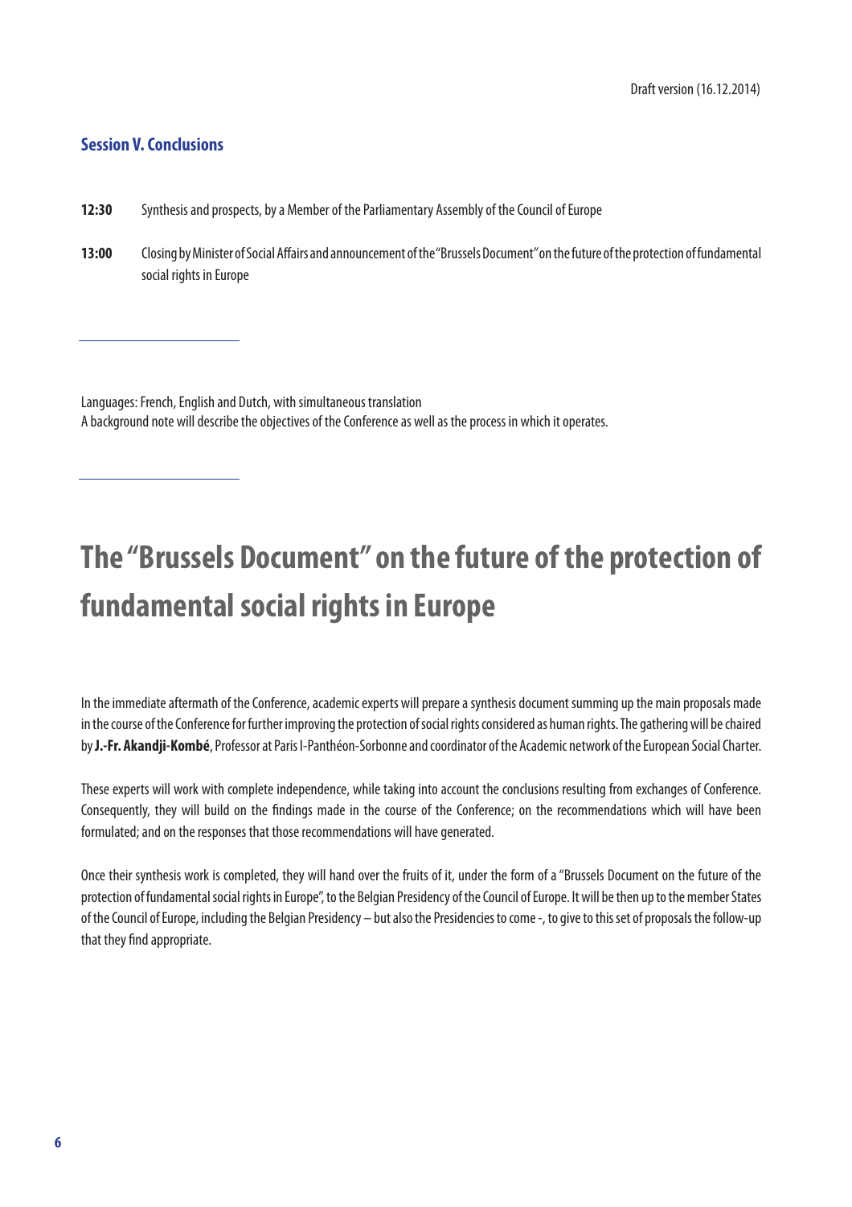### Session V. Conclusions

**12:30** Synthesis and prospects, by a Member of the Parliamentary Assembly of the Council of Europe

**13:00** Closing by Minister of Social Affairs and announcement of the "Brussels Document" on the future of the protection of fundamental social rights in Europe

---

Languages: French, English and Dutch, with simultaneous translation
A background note will describe the objectives of the Conference as well as the process in which it operates.

---

# The "Brussels Document" on the future of the protection of fundamental social rights in Europe

In the immediate aftermath of the Conference, academic experts will prepare a synthesis document summing up the main proposals made in the course of the Conference for further improving the protection of social rights considered as human rights. The gathering will be chaired by **J.-Fr. Akandji-Kombé**, Professor at Paris I-Panthéon-Sorbonne and coordinator of the Academic network of the European Social Charter.

These experts will work with complete independence, while taking into account the conclusions resulting from exchanges of Conference. Consequently, they will build on the findings made in the course of the Conference; on the recommendations which will have been formulated; and on the responses that those recommendations will have generated.

Once their synthesis work is completed, they will hand over the fruits of it, under the form of a "Brussels Document on the future of the protection of fundamental social rights in Europe", to the Belgian Presidency of the Council of Europe. It will be then up to the member States of the Council of Europe, including the Belgian Presidency – but also the Presidencies to come -, to give to this set of proposals the follow-up that they find appropriate.